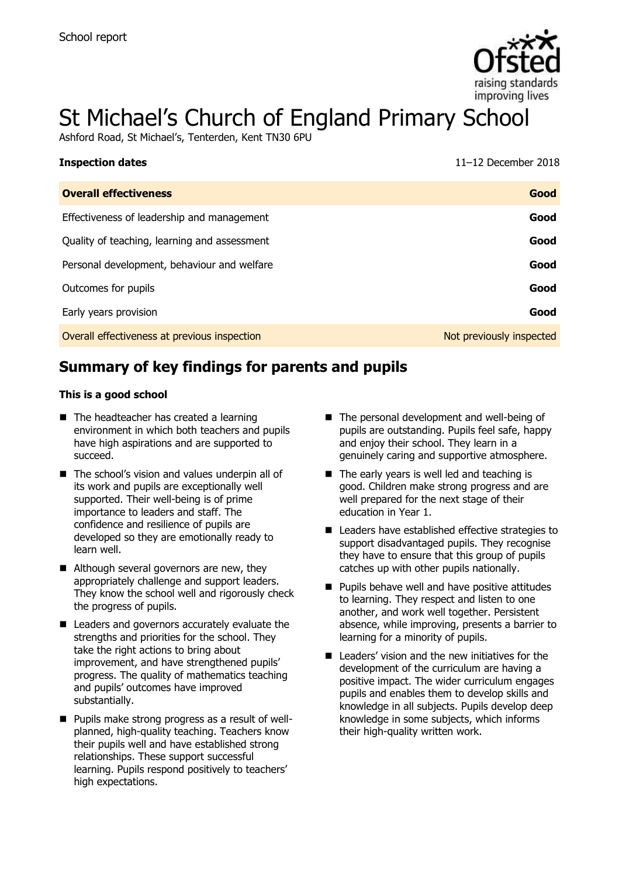School report

# St Michael's Church of England Primary School

Ashford Road, St Michael's, Tenterden, Kent TN30 6PU

**Inspection dates** 11–12 December 2018

| **Overall effectiveness** | **Good** |
| --- | --- |
| Effectiveness of leadership and management | **Good** |
| Quality of teaching, learning and assessment | **Good** |
| Personal development, behaviour and welfare | **Good** |
| Outcomes for pupils | **Good** |
| Early years provision | **Good** |
| Overall effectiveness at previous inspection | Not previously inspected |

## Summary of key findings for parents and pupils

**This is a good school**

- The headteacher has created a learning environment in which both teachers and pupils have high aspirations and are supported to succeed.
- The school's vision and values underpin all of its work and pupils are exceptionally well supported. Their well-being is of prime importance to leaders and staff. The confidence and resilience of pupils are developed so they are emotionally ready to learn well.
- Although several governors are new, they appropriately challenge and support leaders. They know the school well and rigorously check the progress of pupils.
- Leaders and governors accurately evaluate the strengths and priorities for the school. They take the right actions to bring about improvement, and have strengthened pupils' progress. The quality of mathematics teaching and pupils' outcomes have improved substantially.
- Pupils make strong progress as a result of well-planned, high-quality teaching. Teachers know their pupils well and have established strong relationships. These support successful learning. Pupils respond positively to teachers' high expectations.
- The personal development and well-being of pupils are outstanding. Pupils feel safe, happy and enjoy their school. They learn in a genuinely caring and supportive atmosphere.
- The early years is well led and teaching is good. Children make strong progress and are well prepared for the next stage of their education in Year 1.
- Leaders have established effective strategies to support disadvantaged pupils. They recognise they have to ensure that this group of pupils catches up with other pupils nationally.
- Pupils behave well and have positive attitudes to learning. They respect and listen to one another, and work well together. Persistent absence, while improving, presents a barrier to learning for a minority of pupils.
- Leaders' vision and the new initiatives for the development of the curriculum are having a positive impact. The wider curriculum engages pupils and enables them to develop skills and knowledge in all subjects. Pupils develop deep knowledge in some subjects, which informs their high-quality written work.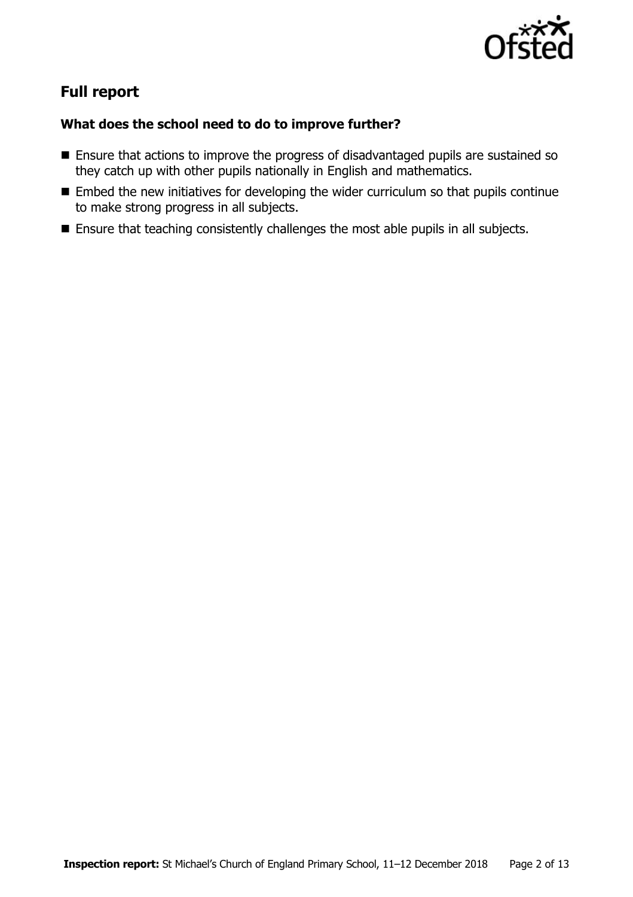## Full report

### What does the school need to do to improve further?

- Ensure that actions to improve the progress of disadvantaged pupils are sustained so they catch up with other pupils nationally in English and mathematics.
- Embed the new initiatives for developing the wider curriculum so that pupils continue to make strong progress in all subjects.
- Ensure that teaching consistently challenges the most able pupils in all subjects.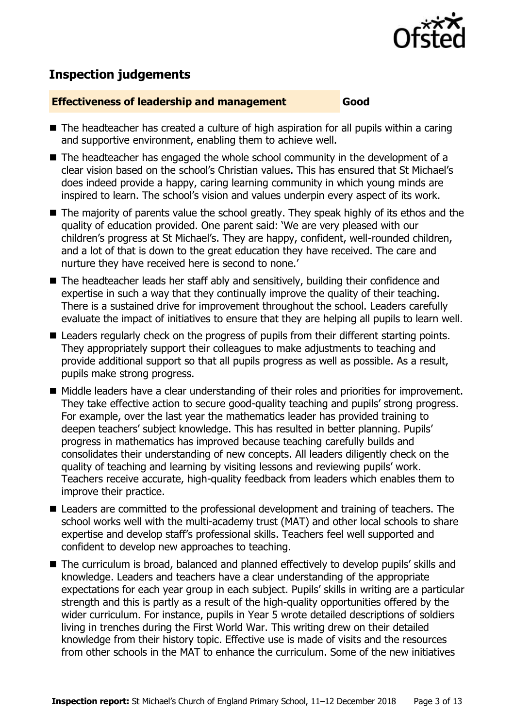## Inspection judgements

**Effectiveness of leadership and management** **Good**

- The headteacher has created a culture of high aspiration for all pupils within a caring and supportive environment, enabling them to achieve well.
- The headteacher has engaged the whole school community in the development of a clear vision based on the school's Christian values. This has ensured that St Michael's does indeed provide a happy, caring learning community in which young minds are inspired to learn. The school's vision and values underpin every aspect of its work.
- The majority of parents value the school greatly. They speak highly of its ethos and the quality of education provided. One parent said: 'We are very pleased with our children's progress at St Michael's. They are happy, confident, well-rounded children, and a lot of that is down to the great education they have received. The care and nurture they have received here is second to none.'
- The headteacher leads her staff ably and sensitively, building their confidence and expertise in such a way that they continually improve the quality of their teaching. There is a sustained drive for improvement throughout the school. Leaders carefully evaluate the impact of initiatives to ensure that they are helping all pupils to learn well.
- Leaders regularly check on the progress of pupils from their different starting points. They appropriately support their colleagues to make adjustments to teaching and provide additional support so that all pupils progress as well as possible. As a result, pupils make strong progress.
- Middle leaders have a clear understanding of their roles and priorities for improvement. They take effective action to secure good-quality teaching and pupils' strong progress. For example, over the last year the mathematics leader has provided training to deepen teachers' subject knowledge. This has resulted in better planning. Pupils' progress in mathematics has improved because teaching carefully builds and consolidates their understanding of new concepts. All leaders diligently check on the quality of teaching and learning by visiting lessons and reviewing pupils' work. Teachers receive accurate, high-quality feedback from leaders which enables them to improve their practice.
- Leaders are committed to the professional development and training of teachers. The school works well with the multi-academy trust (MAT) and other local schools to share expertise and develop staff's professional skills. Teachers feel well supported and confident to develop new approaches to teaching.
- The curriculum is broad, balanced and planned effectively to develop pupils' skills and knowledge. Leaders and teachers have a clear understanding of the appropriate expectations for each year group in each subject. Pupils' skills in writing are a particular strength and this is partly as a result of the high-quality opportunities offered by the wider curriculum. For instance, pupils in Year 5 wrote detailed descriptions of soldiers living in trenches during the First World War. This writing drew on their detailed knowledge from their history topic. Effective use is made of visits and the resources from other schools in the MAT to enhance the curriculum. Some of the new initiatives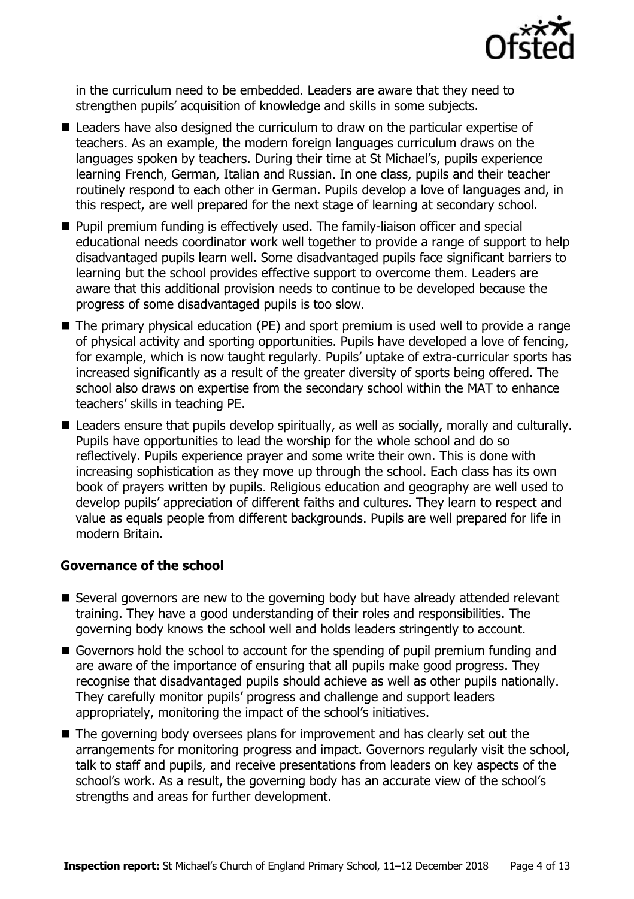in the curriculum need to be embedded. Leaders are aware that they need to strengthen pupils' acquisition of knowledge and skills in some subjects.

- Leaders have also designed the curriculum to draw on the particular expertise of teachers. As an example, the modern foreign languages curriculum draws on the languages spoken by teachers. During their time at St Michael's, pupils experience learning French, German, Italian and Russian. In one class, pupils and their teacher routinely respond to each other in German. Pupils develop a love of languages and, in this respect, are well prepared for the next stage of learning at secondary school.
- Pupil premium funding is effectively used. The family-liaison officer and special educational needs coordinator work well together to provide a range of support to help disadvantaged pupils learn well. Some disadvantaged pupils face significant barriers to learning but the school provides effective support to overcome them. Leaders are aware that this additional provision needs to continue to be developed because the progress of some disadvantaged pupils is too slow.
- The primary physical education (PE) and sport premium is used well to provide a range of physical activity and sporting opportunities. Pupils have developed a love of fencing, for example, which is now taught regularly. Pupils' uptake of extra-curricular sports has increased significantly as a result of the greater diversity of sports being offered. The school also draws on expertise from the secondary school within the MAT to enhance teachers' skills in teaching PE.
- Leaders ensure that pupils develop spiritually, as well as socially, morally and culturally. Pupils have opportunities to lead the worship for the whole school and do so reflectively. Pupils experience prayer and some write their own. This is done with increasing sophistication as they move up through the school. Each class has its own book of prayers written by pupils. Religious education and geography are well used to develop pupils' appreciation of different faiths and cultures. They learn to respect and value as equals people from different backgrounds. Pupils are well prepared for life in modern Britain.

### Governance of the school

- Several governors are new to the governing body but have already attended relevant training. They have a good understanding of their roles and responsibilities. The governing body knows the school well and holds leaders stringently to account.
- Governors hold the school to account for the spending of pupil premium funding and are aware of the importance of ensuring that all pupils make good progress. They recognise that disadvantaged pupils should achieve as well as other pupils nationally. They carefully monitor pupils' progress and challenge and support leaders appropriately, monitoring the impact of the school's initiatives.
- The governing body oversees plans for improvement and has clearly set out the arrangements for monitoring progress and impact. Governors regularly visit the school, talk to staff and pupils, and receive presentations from leaders on key aspects of the school's work. As a result, the governing body has an accurate view of the school's strengths and areas for further development.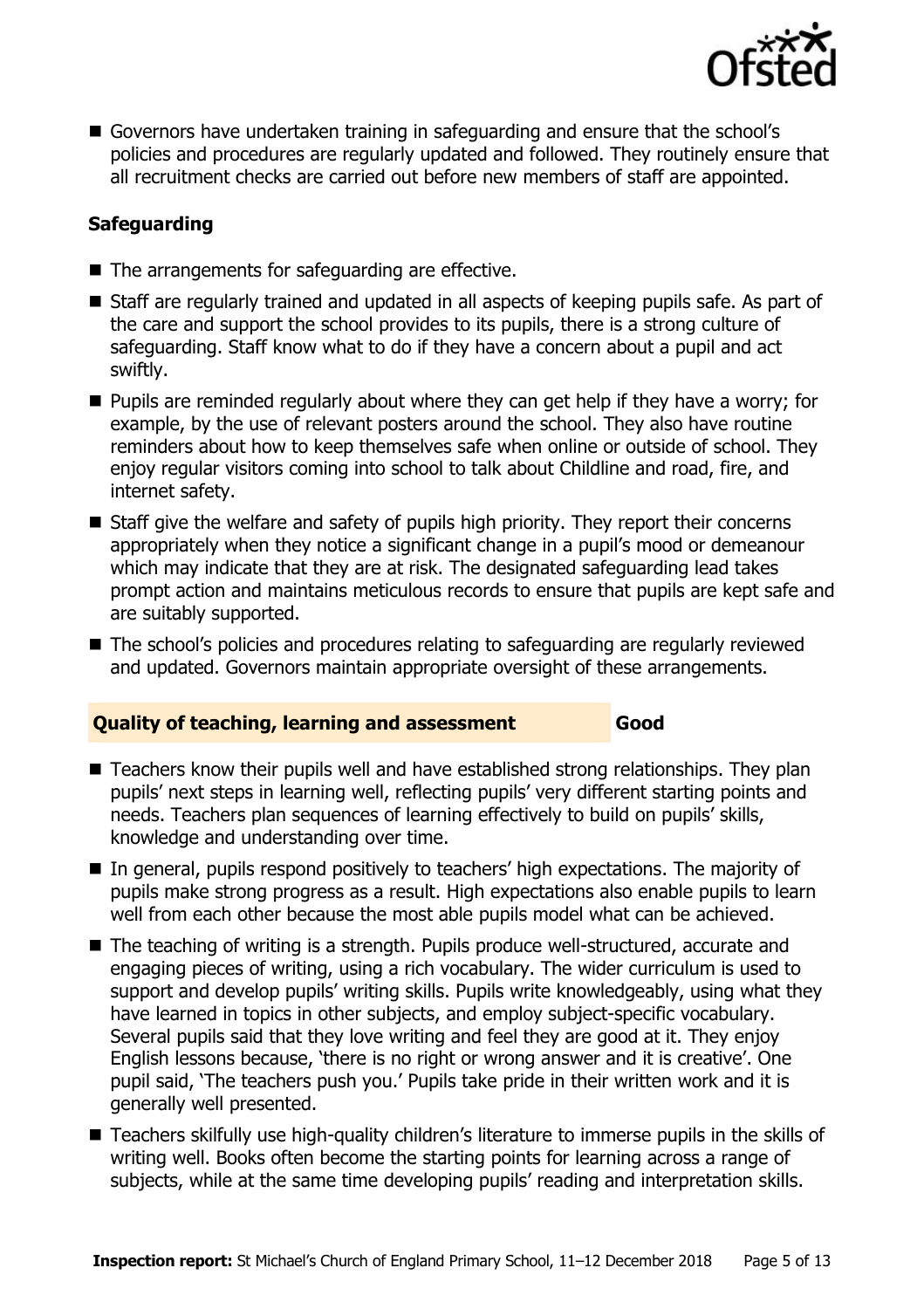- Governors have undertaken training in safeguarding and ensure that the school's policies and procedures are regularly updated and followed. They routinely ensure that all recruitment checks are carried out before new members of staff are appointed.

### Safeguarding

- The arrangements for safeguarding are effective.
- Staff are regularly trained and updated in all aspects of keeping pupils safe. As part of the care and support the school provides to its pupils, there is a strong culture of safeguarding. Staff know what to do if they have a concern about a pupil and act swiftly.
- Pupils are reminded regularly about where they can get help if they have a worry; for example, by the use of relevant posters around the school. They also have routine reminders about how to keep themselves safe when online or outside of school. They enjoy regular visitors coming into school to talk about Childline and road, fire, and internet safety.
- Staff give the welfare and safety of pupils high priority. They report their concerns appropriately when they notice a significant change in a pupil's mood or demeanour which may indicate that they are at risk. The designated safeguarding lead takes prompt action and maintains meticulous records to ensure that pupils are kept safe and are suitably supported.
- The school's policies and procedures relating to safeguarding are regularly reviewed and updated. Governors maintain appropriate oversight of these arrangements.

### Quality of teaching, learning and assessment — Good

- Teachers know their pupils well and have established strong relationships. They plan pupils' next steps in learning well, reflecting pupils' very different starting points and needs. Teachers plan sequences of learning effectively to build on pupils' skills, knowledge and understanding over time.
- In general, pupils respond positively to teachers' high expectations. The majority of pupils make strong progress as a result. High expectations also enable pupils to learn well from each other because the most able pupils model what can be achieved.
- The teaching of writing is a strength. Pupils produce well-structured, accurate and engaging pieces of writing, using a rich vocabulary. The wider curriculum is used to support and develop pupils' writing skills. Pupils write knowledgeably, using what they have learned in topics in other subjects, and employ subject-specific vocabulary. Several pupils said that they love writing and feel they are good at it. They enjoy English lessons because, 'there is no right or wrong answer and it is creative'. One pupil said, 'The teachers push you.' Pupils take pride in their written work and it is generally well presented.
- Teachers skilfully use high-quality children's literature to immerse pupils in the skills of writing well. Books often become the starting points for learning across a range of subjects, while at the same time developing pupils' reading and interpretation skills.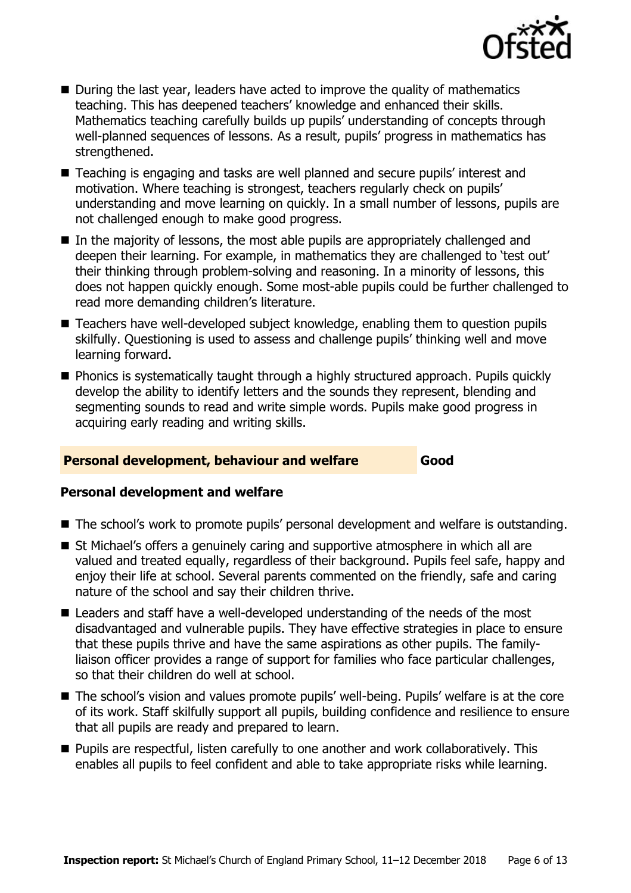- During the last year, leaders have acted to improve the quality of mathematics teaching. This has deepened teachers' knowledge and enhanced their skills. Mathematics teaching carefully builds up pupils' understanding of concepts through well-planned sequences of lessons. As a result, pupils' progress in mathematics has strengthened.
- Teaching is engaging and tasks are well planned and secure pupils' interest and motivation. Where teaching is strongest, teachers regularly check on pupils' understanding and move learning on quickly. In a small number of lessons, pupils are not challenged enough to make good progress.
- In the majority of lessons, the most able pupils are appropriately challenged and deepen their learning. For example, in mathematics they are challenged to 'test out' their thinking through problem-solving and reasoning. In a minority of lessons, this does not happen quickly enough. Some most-able pupils could be further challenged to read more demanding children's literature.
- Teachers have well-developed subject knowledge, enabling them to question pupils skilfully. Questioning is used to assess and challenge pupils' thinking well and move learning forward.
- Phonics is systematically taught through a highly structured approach. Pupils quickly develop the ability to identify letters and the sounds they represent, blending and segmenting sounds to read and write simple words. Pupils make good progress in acquiring early reading and writing skills.

## Personal development, behaviour and welfare — Good

### Personal development and welfare

- The school's work to promote pupils' personal development and welfare is outstanding.
- St Michael's offers a genuinely caring and supportive atmosphere in which all are valued and treated equally, regardless of their background. Pupils feel safe, happy and enjoy their life at school. Several parents commented on the friendly, safe and caring nature of the school and say their children thrive.
- Leaders and staff have a well-developed understanding of the needs of the most disadvantaged and vulnerable pupils. They have effective strategies in place to ensure that these pupils thrive and have the same aspirations as other pupils. The family-liaison officer provides a range of support for families who face particular challenges, so that their children do well at school.
- The school's vision and values promote pupils' well-being. Pupils' welfare is at the core of its work. Staff skilfully support all pupils, building confidence and resilience to ensure that all pupils are ready and prepared to learn.
- Pupils are respectful, listen carefully to one another and work collaboratively. This enables all pupils to feel confident and able to take appropriate risks while learning.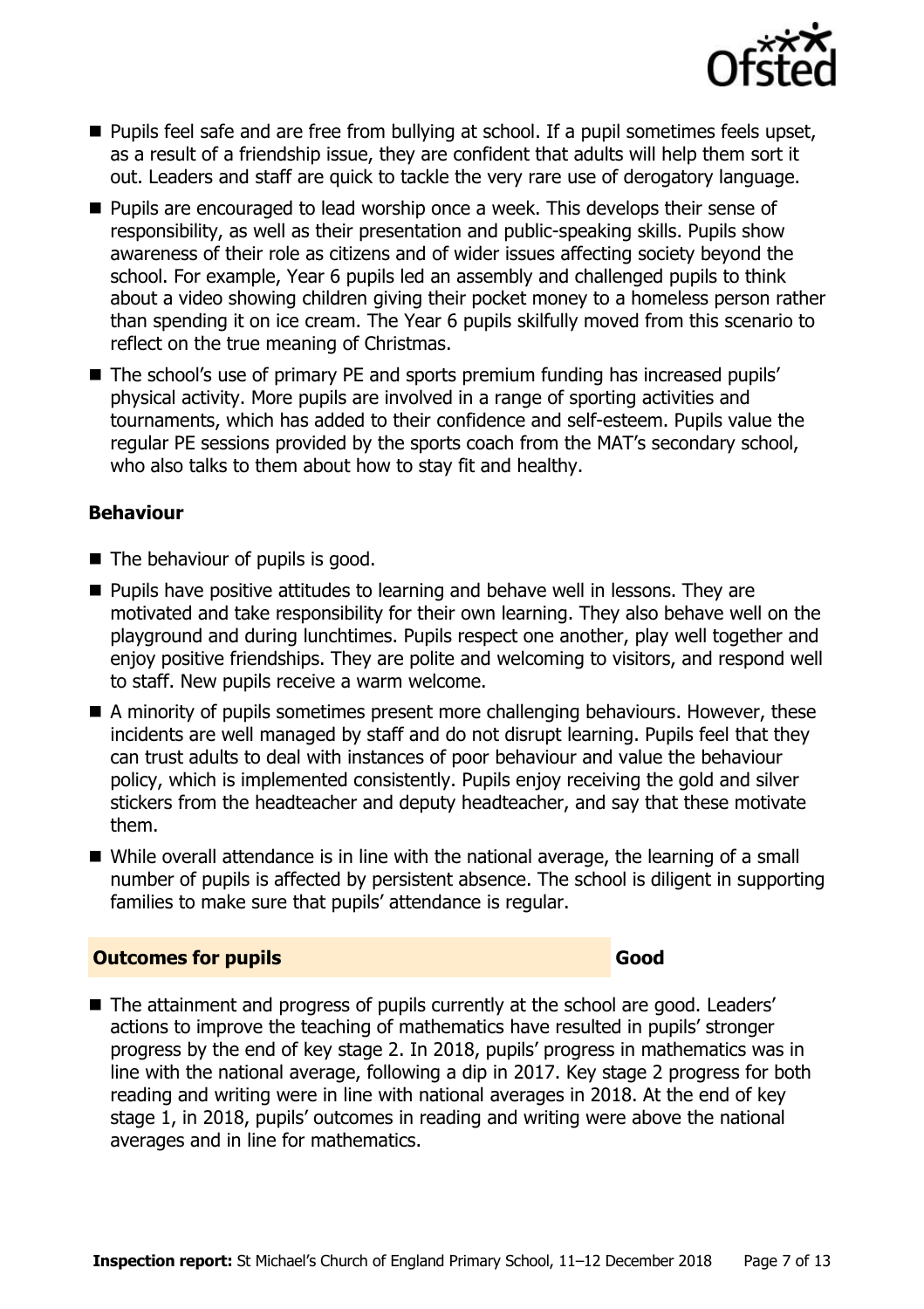- Pupils feel safe and are free from bullying at school. If a pupil sometimes feels upset, as a result of a friendship issue, they are confident that adults will help them sort it out. Leaders and staff are quick to tackle the very rare use of derogatory language.
- Pupils are encouraged to lead worship once a week. This develops their sense of responsibility, as well as their presentation and public-speaking skills. Pupils show awareness of their role as citizens and of wider issues affecting society beyond the school. For example, Year 6 pupils led an assembly and challenged pupils to think about a video showing children giving their pocket money to a homeless person rather than spending it on ice cream. The Year 6 pupils skilfully moved from this scenario to reflect on the true meaning of Christmas.
- The school's use of primary PE and sports premium funding has increased pupils' physical activity. More pupils are involved in a range of sporting activities and tournaments, which has added to their confidence and self-esteem. Pupils value the regular PE sessions provided by the sports coach from the MAT's secondary school, who also talks to them about how to stay fit and healthy.

### Behaviour

- The behaviour of pupils is good.
- Pupils have positive attitudes to learning and behave well in lessons. They are motivated and take responsibility for their own learning. They also behave well on the playground and during lunchtimes. Pupils respect one another, play well together and enjoy positive friendships. They are polite and welcoming to visitors, and respond well to staff. New pupils receive a warm welcome.
- A minority of pupils sometimes present more challenging behaviours. However, these incidents are well managed by staff and do not disrupt learning. Pupils feel that they can trust adults to deal with instances of poor behaviour and value the behaviour policy, which is implemented consistently. Pupils enjoy receiving the gold and silver stickers from the headteacher and deputy headteacher, and say that these motivate them.
- While overall attendance is in line with the national average, the learning of a small number of pupils is affected by persistent absence. The school is diligent in supporting families to make sure that pupils' attendance is regular.

## Outcomes for pupils — Good

- The attainment and progress of pupils currently at the school are good. Leaders' actions to improve the teaching of mathematics have resulted in pupils' stronger progress by the end of key stage 2. In 2018, pupils' progress in mathematics was in line with the national average, following a dip in 2017. Key stage 2 progress for both reading and writing were in line with national averages in 2018. At the end of key stage 1, in 2018, pupils' outcomes in reading and writing were above the national averages and in line for mathematics.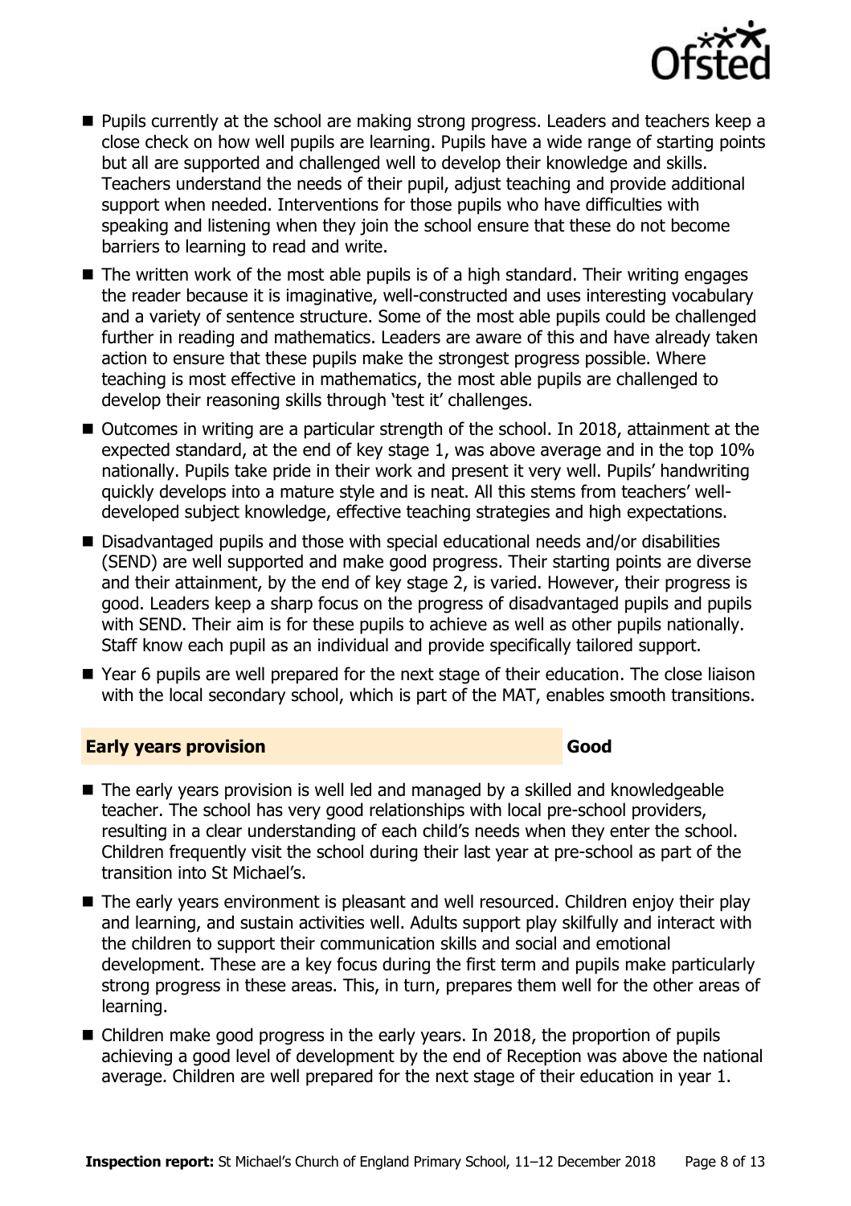- Pupils currently at the school are making strong progress. Leaders and teachers keep a close check on how well pupils are learning. Pupils have a wide range of starting points but all are supported and challenged well to develop their knowledge and skills. Teachers understand the needs of their pupil, adjust teaching and provide additional support when needed. Interventions for those pupils who have difficulties with speaking and listening when they join the school ensure that these do not become barriers to learning to read and write.
- The written work of the most able pupils is of a high standard. Their writing engages the reader because it is imaginative, well-constructed and uses interesting vocabulary and a variety of sentence structure. Some of the most able pupils could be challenged further in reading and mathematics. Leaders are aware of this and have already taken action to ensure that these pupils make the strongest progress possible. Where teaching is most effective in mathematics, the most able pupils are challenged to develop their reasoning skills through 'test it' challenges.
- Outcomes in writing are a particular strength of the school. In 2018, attainment at the expected standard, at the end of key stage 1, was above average and in the top 10% nationally. Pupils take pride in their work and present it very well. Pupils' handwriting quickly develops into a mature style and is neat. All this stems from teachers' well-developed subject knowledge, effective teaching strategies and high expectations.
- Disadvantaged pupils and those with special educational needs and/or disabilities (SEND) are well supported and make good progress. Their starting points are diverse and their attainment, by the end of key stage 2, is varied. However, their progress is good. Leaders keep a sharp focus on the progress of disadvantaged pupils and pupils with SEND. Their aim is for these pupils to achieve as well as other pupils nationally. Staff know each pupil as an individual and provide specifically tailored support.
- Year 6 pupils are well prepared for the next stage of their education. The close liaison with the local secondary school, which is part of the MAT, enables smooth transitions.

## Early years provision — Good

- The early years provision is well led and managed by a skilled and knowledgeable teacher. The school has very good relationships with local pre-school providers, resulting in a clear understanding of each child's needs when they enter the school. Children frequently visit the school during their last year at pre-school as part of the transition into St Michael's.
- The early years environment is pleasant and well resourced. Children enjoy their play and learning, and sustain activities well. Adults support play skilfully and interact with the children to support their communication skills and social and emotional development. These are a key focus during the first term and pupils make particularly strong progress in these areas. This, in turn, prepares them well for the other areas of learning.
- Children make good progress in the early years. In 2018, the proportion of pupils achieving a good level of development by the end of Reception was above the national average. Children are well prepared for the next stage of their education in year 1.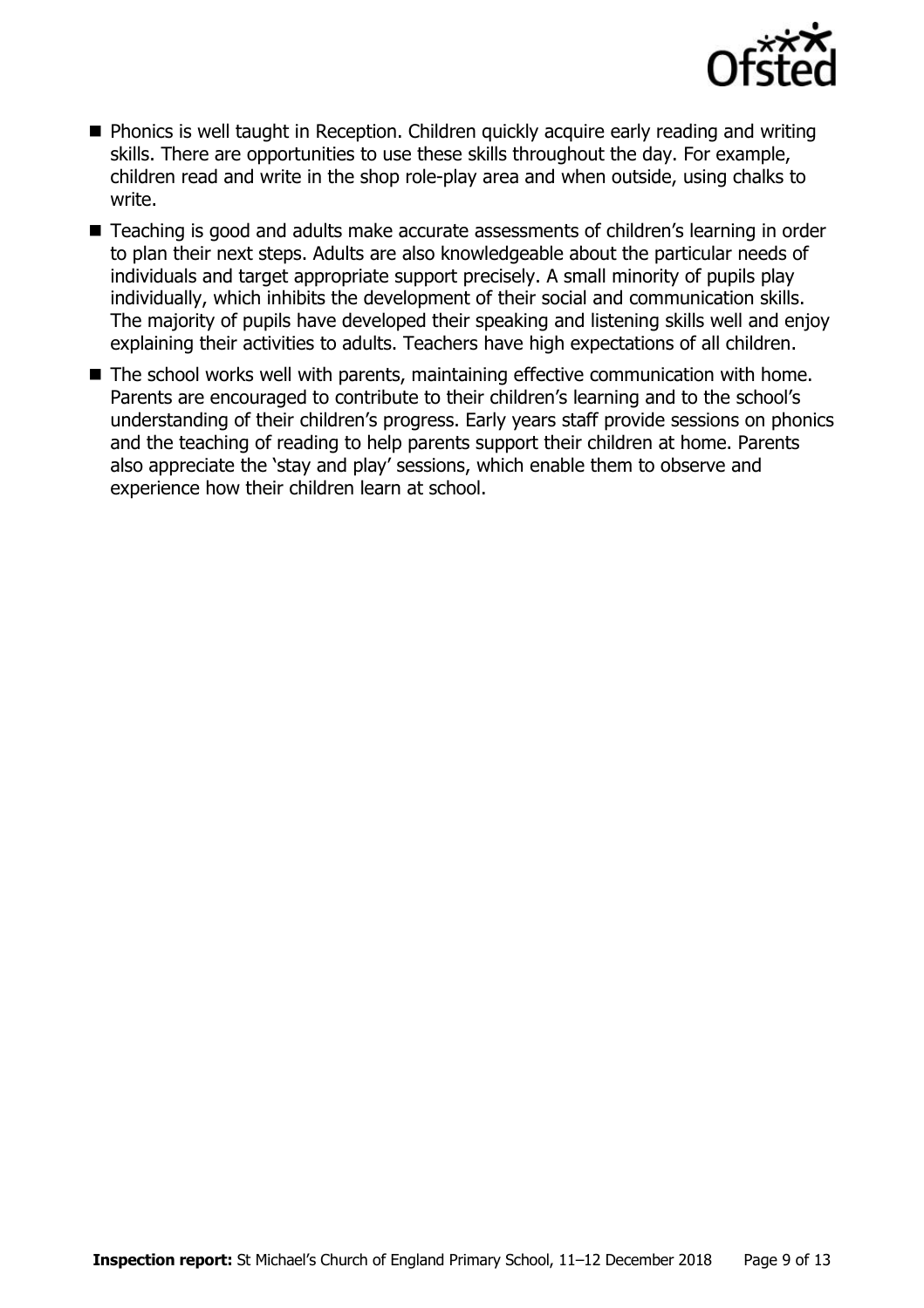- Phonics is well taught in Reception. Children quickly acquire early reading and writing skills. There are opportunities to use these skills throughout the day. For example, children read and write in the shop role-play area and when outside, using chalks to write.
- Teaching is good and adults make accurate assessments of children's learning in order to plan their next steps. Adults are also knowledgeable about the particular needs of individuals and target appropriate support precisely. A small minority of pupils play individually, which inhibits the development of their social and communication skills. The majority of pupils have developed their speaking and listening skills well and enjoy explaining their activities to adults. Teachers have high expectations of all children.
- The school works well with parents, maintaining effective communication with home. Parents are encouraged to contribute to their children's learning and to the school's understanding of their children's progress. Early years staff provide sessions on phonics and the teaching of reading to help parents support their children at home. Parents also appreciate the 'stay and play' sessions, which enable them to observe and experience how their children learn at school.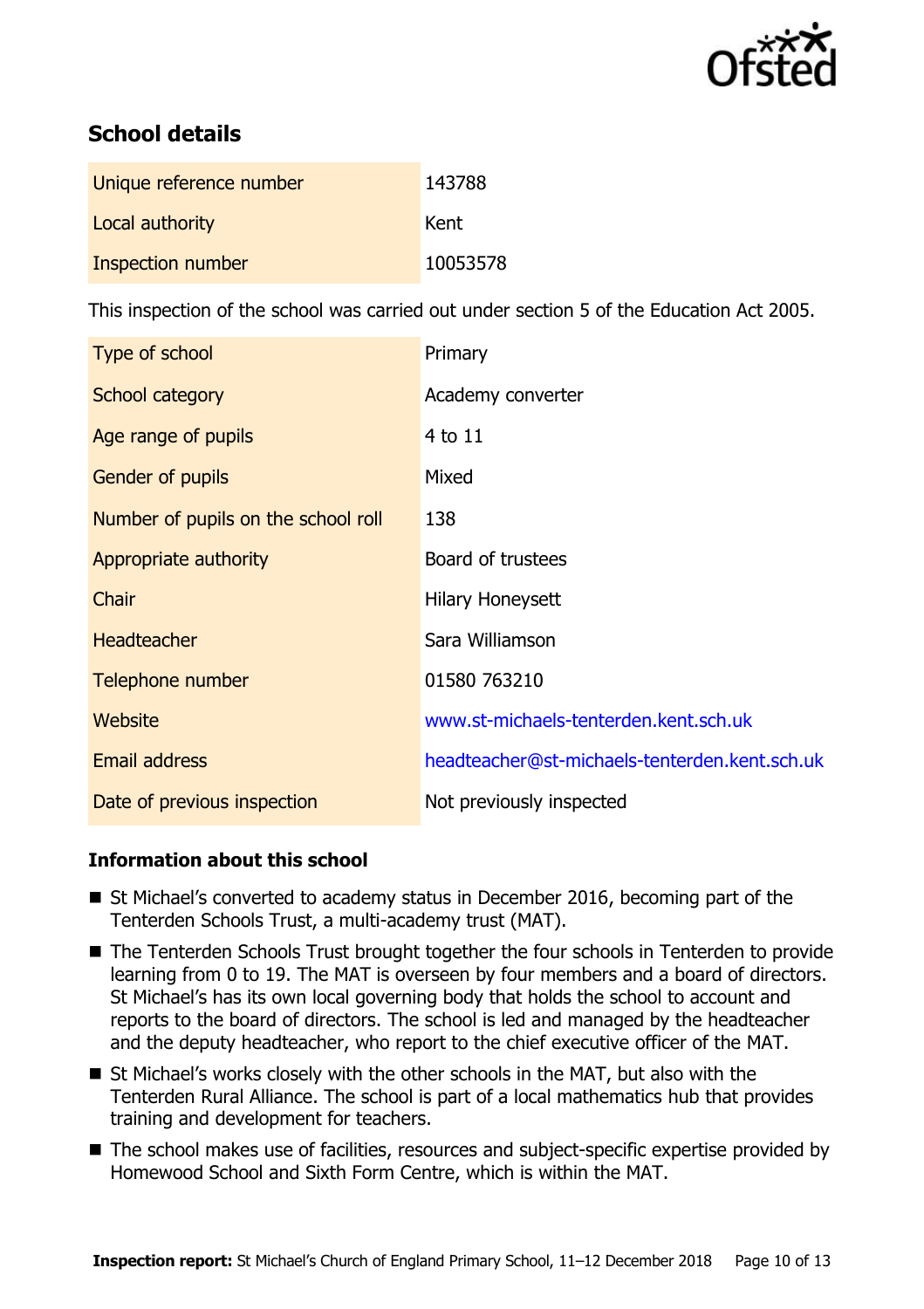## School details

| | |
|---|---|
| Unique reference number | 143788 |
| Local authority | Kent |
| Inspection number | 10053578 |

This inspection of the school was carried out under section 5 of the Education Act 2005.

| | |
|---|---|
| Type of school | Primary |
| School category | Academy converter |
| Age range of pupils | 4 to 11 |
| Gender of pupils | Mixed |
| Number of pupils on the school roll | 138 |
| Appropriate authority | Board of trustees |
| Chair | Hilary Honeysett |
| Headteacher | Sara Williamson |
| Telephone number | 01580 763210 |
| Website | www.st-michaels-tenterden.kent.sch.uk |
| Email address | headteacher@st-michaels-tenterden.kent.sch.uk |
| Date of previous inspection | Not previously inspected |

### Information about this school

- St Michael's converted to academy status in December 2016, becoming part of the Tenterden Schools Trust, a multi-academy trust (MAT).
- The Tenterden Schools Trust brought together the four schools in Tenterden to provide learning from 0 to 19. The MAT is overseen by four members and a board of directors. St Michael's has its own local governing body that holds the school to account and reports to the board of directors. The school is led and managed by the headteacher and the deputy headteacher, who report to the chief executive officer of the MAT.
- St Michael's works closely with the other schools in the MAT, but also with the Tenterden Rural Alliance. The school is part of a local mathematics hub that provides training and development for teachers.
- The school makes use of facilities, resources and subject-specific expertise provided by Homewood School and Sixth Form Centre, which is within the MAT.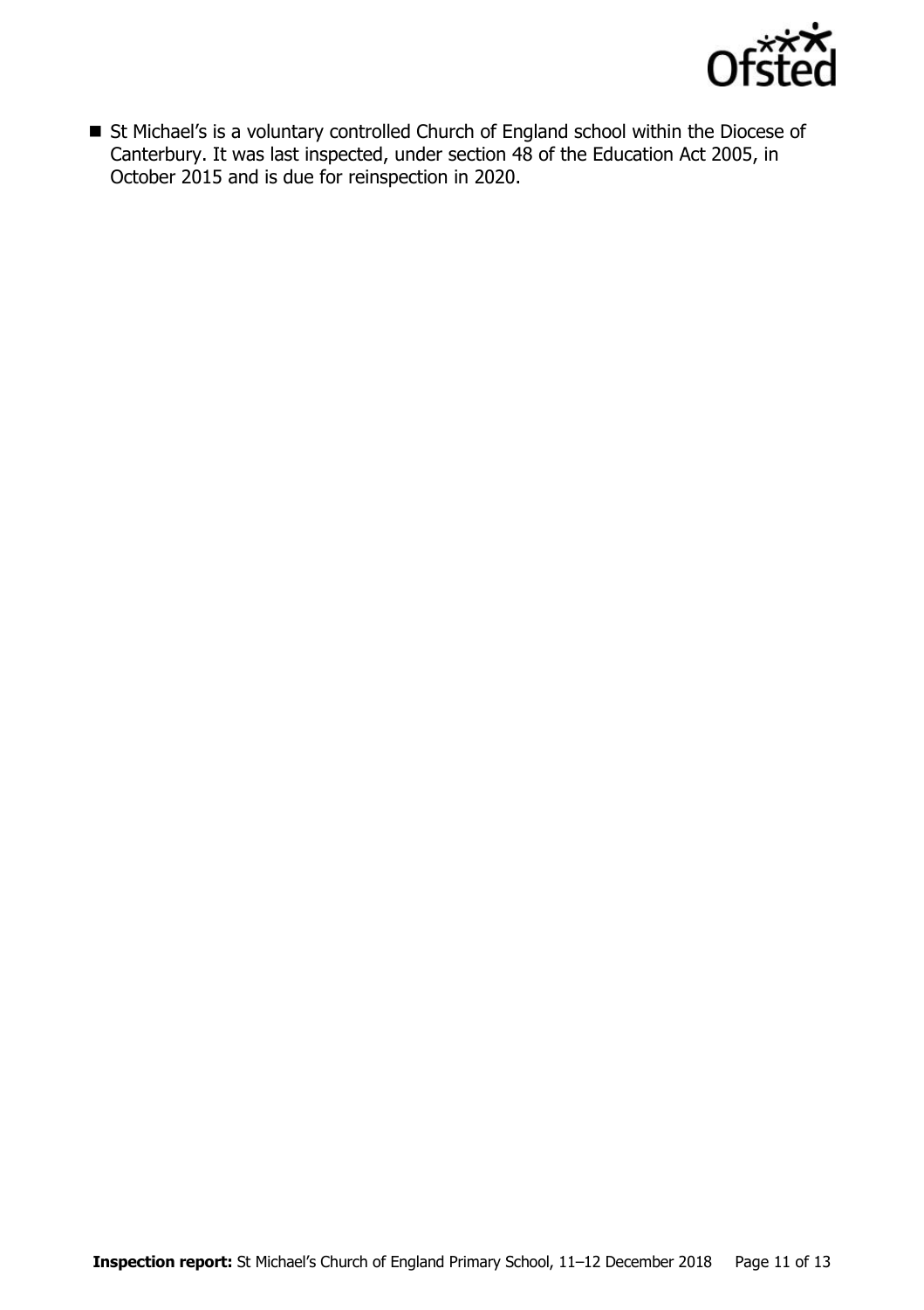- St Michael's is a voluntary controlled Church of England school within the Diocese of Canterbury. It was last inspected, under section 48 of the Education Act 2005, in October 2015 and is due for reinspection in 2020.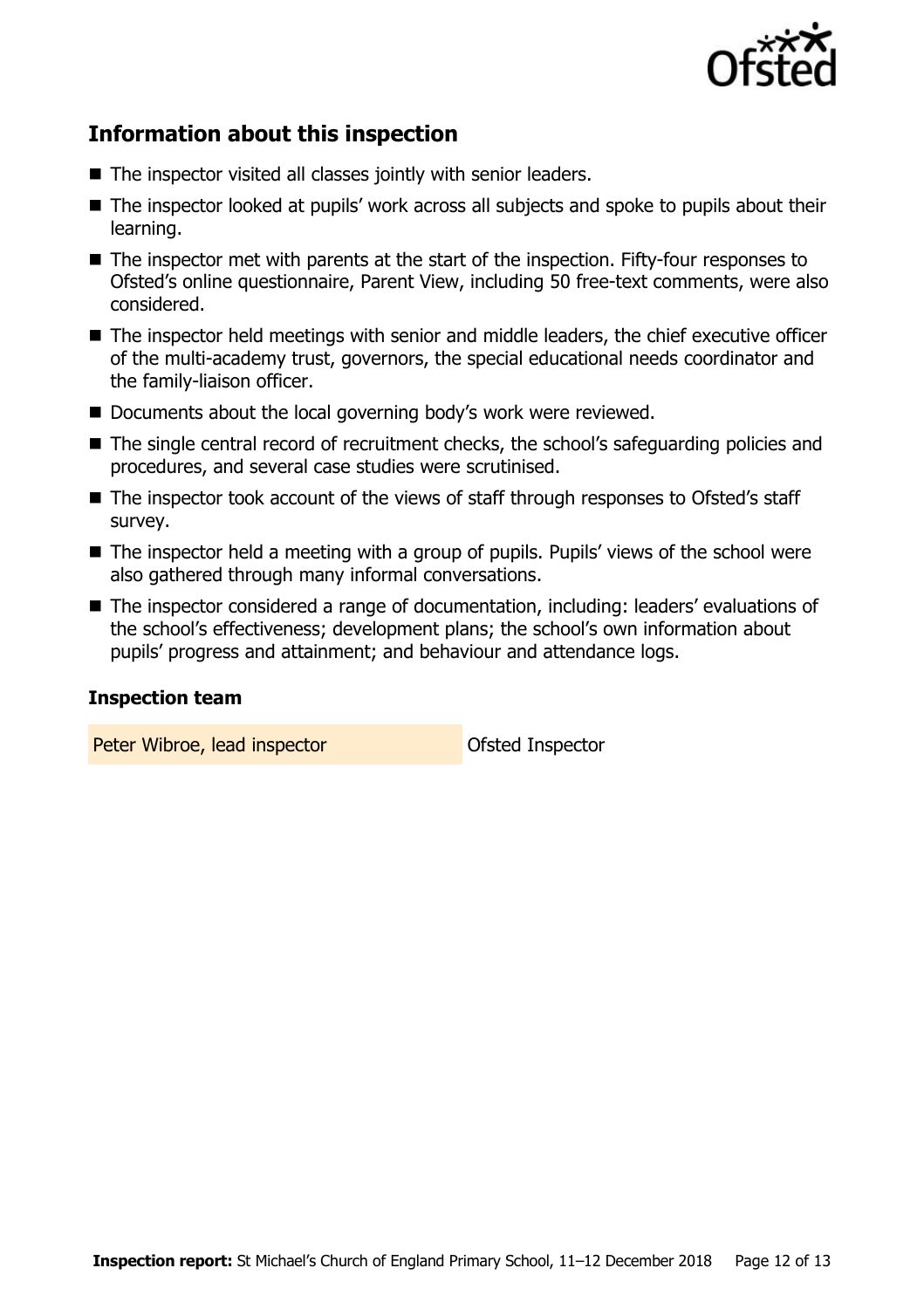## Information about this inspection

- The inspector visited all classes jointly with senior leaders.
- The inspector looked at pupils' work across all subjects and spoke to pupils about their learning.
- The inspector met with parents at the start of the inspection. Fifty-four responses to Ofsted's online questionnaire, Parent View, including 50 free-text comments, were also considered.
- The inspector held meetings with senior and middle leaders, the chief executive officer of the multi-academy trust, governors, the special educational needs coordinator and the family-liaison officer.
- Documents about the local governing body's work were reviewed.
- The single central record of recruitment checks, the school's safeguarding policies and procedures, and several case studies were scrutinised.
- The inspector took account of the views of staff through responses to Ofsted's staff survey.
- The inspector held a meeting with a group of pupils. Pupils' views of the school were also gathered through many informal conversations.
- The inspector considered a range of documentation, including: leaders' evaluations of the school's effectiveness; development plans; the school's own information about pupils' progress and attainment; and behaviour and attendance logs.

### Inspection team

| | |
|---|---|
| Peter Wibroe, lead inspector | Ofsted Inspector |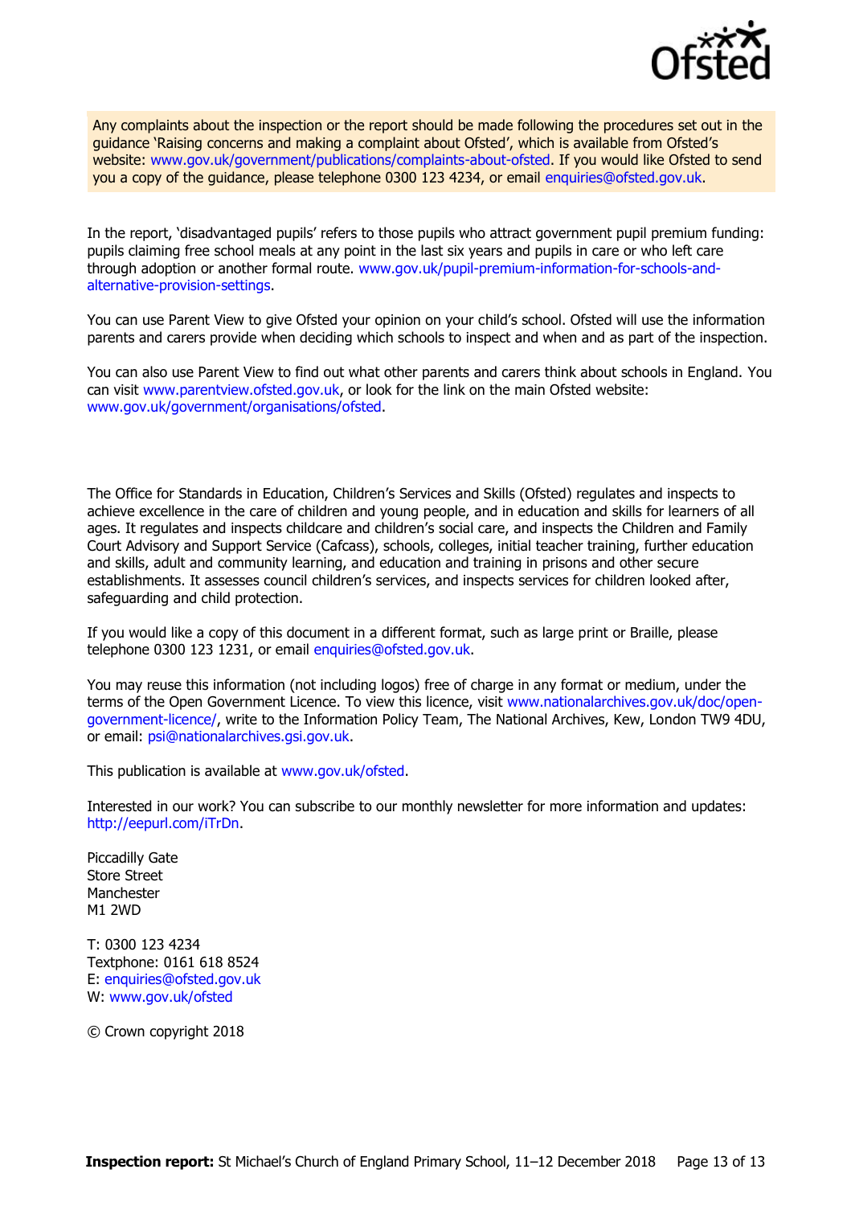Any complaints about the inspection or the report should be made following the procedures set out in the guidance 'Raising concerns and making a complaint about Ofsted', which is available from Ofsted's website: www.gov.uk/government/publications/complaints-about-ofsted. If you would like Ofsted to send you a copy of the guidance, please telephone 0300 123 4234, or email enquiries@ofsted.gov.uk.

In the report, 'disadvantaged pupils' refers to those pupils who attract government pupil premium funding: pupils claiming free school meals at any point in the last six years and pupils in care or who left care through adoption or another formal route. www.gov.uk/pupil-premium-information-for-schools-and-alternative-provision-settings.

You can use Parent View to give Ofsted your opinion on your child's school. Ofsted will use the information parents and carers provide when deciding which schools to inspect and when and as part of the inspection.

You can also use Parent View to find out what other parents and carers think about schools in England. You can visit www.parentview.ofsted.gov.uk, or look for the link on the main Ofsted website: www.gov.uk/government/organisations/ofsted.

The Office for Standards in Education, Children's Services and Skills (Ofsted) regulates and inspects to achieve excellence in the care of children and young people, and in education and skills for learners of all ages. It regulates and inspects childcare and children's social care, and inspects the Children and Family Court Advisory and Support Service (Cafcass), schools, colleges, initial teacher training, further education and skills, adult and community learning, and education and training in prisons and other secure establishments. It assesses council children's services, and inspects services for children looked after, safeguarding and child protection.

If you would like a copy of this document in a different format, such as large print or Braille, please telephone 0300 123 1231, or email enquiries@ofsted.gov.uk.

You may reuse this information (not including logos) free of charge in any format or medium, under the terms of the Open Government Licence. To view this licence, visit www.nationalarchives.gov.uk/doc/open-government-licence/, write to the Information Policy Team, The National Archives, Kew, London TW9 4DU, or email: psi@nationalarchives.gsi.gov.uk.

This publication is available at www.gov.uk/ofsted.

Interested in our work? You can subscribe to our monthly newsletter for more information and updates: http://eepurl.com/iTrDn.

Piccadilly Gate
Store Street
Manchester
M1 2WD

T: 0300 123 4234
Textphone: 0161 618 8524
E: enquiries@ofsted.gov.uk
W: www.gov.uk/ofsted

© Crown copyright 2018